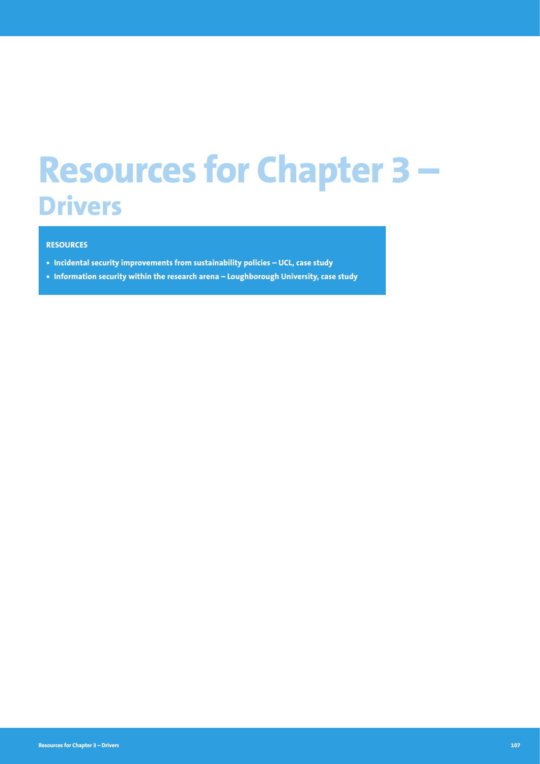# Resources for Chapter 3 – Drivers

**RESOURCES**

- **Incidental security improvements from sustainability policies – UCL, case study**
- **Information security within the research arena – Loughborough University, case study**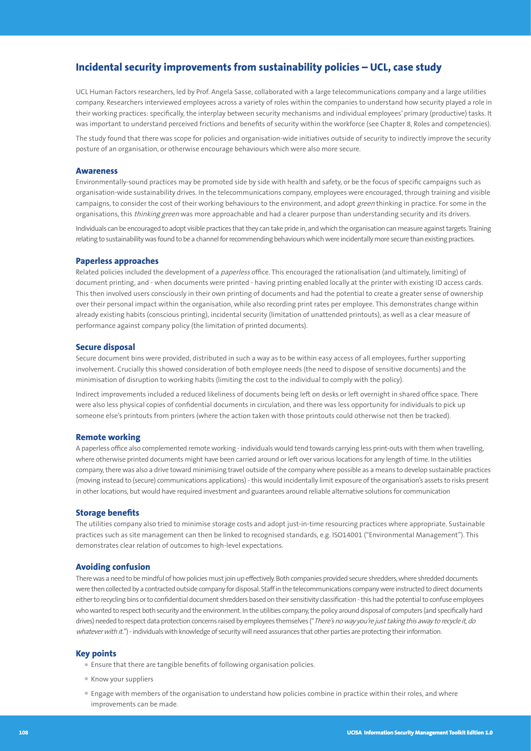## Incidental security improvements from sustainability policies – UCL, case study

UCL Human Factors researchers, led by Prof. Angela Sasse, collaborated with a large telecommunications company and a large utilities company. Researchers interviewed employees across a variety of roles within the companies to understand how security played a role in their working practices: specifically, the interplay between security mechanisms and individual employees' primary (productive) tasks. It was important to understand perceived frictions and benefits of security within the workforce (see Chapter 8, Roles and competencies).

The study found that there was scope for policies and organisation-wide initiatives outside of security to indirectly improve the security posture of an organisation, or otherwise encourage behaviours which were also more secure.

### Awareness

Environmentally-sound practices may be promoted side by side with health and safety, or be the focus of specific campaigns such as organisation-wide sustainability drives. In the telecommunications company, employees were encouraged, through training and visible campaigns, to consider the cost of their working behaviours to the environment, and adopt *green* thinking in practice. For some in the organisations, this *thinking green* was more approachable and had a clearer purpose than understanding security and its drivers.

Individuals can be encouraged to adopt visible practices that they can take pride in, and which the organisation can measure against targets. Training relating to sustainability was found to be a channel for recommending behaviours which were incidentally more secure than existing practices.

### Paperless approaches

Related policies included the development of a *paperless* office. This encouraged the rationalisation (and ultimately, limiting) of document printing, and - when documents were printed - having printing enabled locally at the printer with existing ID access cards. This then involved users consciously in their own printing of documents and had the potential to create a greater sense of ownership over their personal impact within the organisation, while also recording print rates per employee. This demonstrates change within already existing habits (conscious printing), incidental security (limitation of unattended printouts), as well as a clear measure of performance against company policy (the limitation of printed documents).

### Secure disposal

Secure document bins were provided, distributed in such a way as to be within easy access of all employees, further supporting involvement. Crucially this showed consideration of both employee needs (the need to dispose of sensitive documents) and the minimisation of disruption to working habits (limiting the cost to the individual to comply with the policy).

Indirect improvements included a reduced likeliness of documents being left on desks or left overnight in shared office space. There were also less physical copies of confidential documents in circulation, and there was less opportunity for individuals to pick up someone else's printouts from printers (where the action taken with those printouts could otherwise not then be tracked).

### Remote working

A paperless office also complemented remote working - individuals would tend towards carrying less print-outs with them when travelling, where otherwise printed documents might have been carried around or left over various locations for any length of time. In the utilities company, there was also a drive toward minimising travel outside of the company where possible as a means to develop sustainable practices (moving instead to (secure) communications applications) - this would incidentally limit exposure of the organisation's assets to risks present in other locations, but would have required investment and guarantees around reliable alternative solutions for communication

### Storage benefits

The utilities company also tried to minimise storage costs and adopt just-in-time resourcing practices where appropriate. Sustainable practices such as site management can then be linked to recognised standards, e.g. ISO14001 ("Environmental Management"). This demonstrates clear relation of outcomes to high-level expectations.

### Avoiding confusion

There was a need to be mindful of how policies must join up effectively. Both companies provided secure shredders, where shredded documents were then collected by a contracted outside company for disposal. Staff in the telecommunications company were instructed to direct documents either to recycling bins or to confidential document shredders based on their sensitivity classification - this had the potential to confuse employees who wanted to respect both security and the environment. In the utilities company, the policy around disposal of computers (and specifically hard drives) needed to respect data protection concerns raised by employees themselves ("*There's no way you're just taking this away to recycle it, do whatever with it.*") - individuals with knowledge of security will need assurances that other parties are protecting their information.

### Key points

- Ensure that there are tangible benefits of following organisation policies.
- Know your suppliers
- Engage with members of the organisation to understand how policies combine in practice within their roles, and where improvements can be made.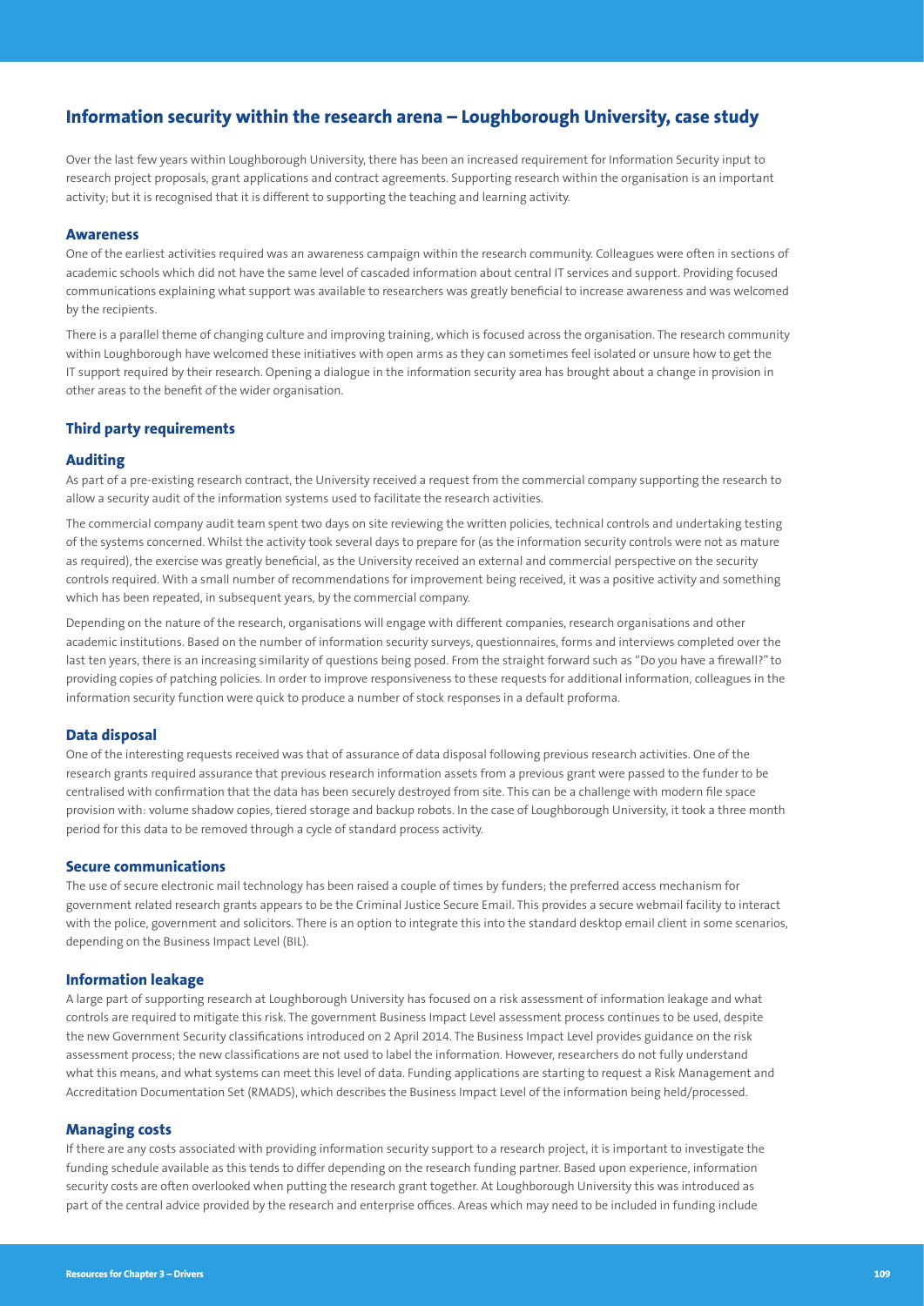## Information security within the research arena – Loughborough University, case study

Over the last few years within Loughborough University, there has been an increased requirement for Information Security input to research project proposals, grant applications and contract agreements. Supporting research within the organisation is an important activity; but it is recognised that it is different to supporting the teaching and learning activity.

### Awareness

One of the earliest activities required was an awareness campaign within the research community. Colleagues were often in sections of academic schools which did not have the same level of cascaded information about central IT services and support. Providing focused communications explaining what support was available to researchers was greatly beneficial to increase awareness and was welcomed by the recipients.

There is a parallel theme of changing culture and improving training, which is focused across the organisation. The research community within Loughborough have welcomed these initiatives with open arms as they can sometimes feel isolated or unsure how to get the IT support required by their research. Opening a dialogue in the information security area has brought about a change in provision in other areas to the benefit of the wider organisation.

### Third party requirements

### Auditing

As part of a pre-existing research contract, the University received a request from the commercial company supporting the research to allow a security audit of the information systems used to facilitate the research activities.

The commercial company audit team spent two days on site reviewing the written policies, technical controls and undertaking testing of the systems concerned. Whilst the activity took several days to prepare for (as the information security controls were not as mature as required), the exercise was greatly beneficial, as the University received an external and commercial perspective on the security controls required. With a small number of recommendations for improvement being received, it was a positive activity and something which has been repeated, in subsequent years, by the commercial company.

Depending on the nature of the research, organisations will engage with different companies, research organisations and other academic institutions. Based on the number of information security surveys, questionnaires, forms and interviews completed over the last ten years, there is an increasing similarity of questions being posed. From the straight forward such as "Do you have a firewall?" to providing copies of patching policies. In order to improve responsiveness to these requests for additional information, colleagues in the information security function were quick to produce a number of stock responses in a default proforma.

### Data disposal

One of the interesting requests received was that of assurance of data disposal following previous research activities. One of the research grants required assurance that previous research information assets from a previous grant were passed to the funder to be centralised with confirmation that the data has been securely destroyed from site. This can be a challenge with modern file space provision with: volume shadow copies, tiered storage and backup robots. In the case of Loughborough University, it took a three month period for this data to be removed through a cycle of standard process activity.

### Secure communications

The use of secure electronic mail technology has been raised a couple of times by funders; the preferred access mechanism for government related research grants appears to be the Criminal Justice Secure Email. This provides a secure webmail facility to interact with the police, government and solicitors. There is an option to integrate this into the standard desktop email client in some scenarios, depending on the Business Impact Level (BIL).

### Information leakage

A large part of supporting research at Loughborough University has focused on a risk assessment of information leakage and what controls are required to mitigate this risk. The government Business Impact Level assessment process continues to be used, despite the new Government Security classifications introduced on 2 April 2014. The Business Impact Level provides guidance on the risk assessment process; the new classifications are not used to label the information. However, researchers do not fully understand what this means, and what systems can meet this level of data. Funding applications are starting to request a Risk Management and Accreditation Documentation Set (RMADS), which describes the Business Impact Level of the information being held/processed.

### Managing costs

If there are any costs associated with providing information security support to a research project, it is important to investigate the funding schedule available as this tends to differ depending on the research funding partner. Based upon experience, information security costs are often overlooked when putting the research grant together. At Loughborough University this was introduced as part of the central advice provided by the research and enterprise offices. Areas which may need to be included in funding include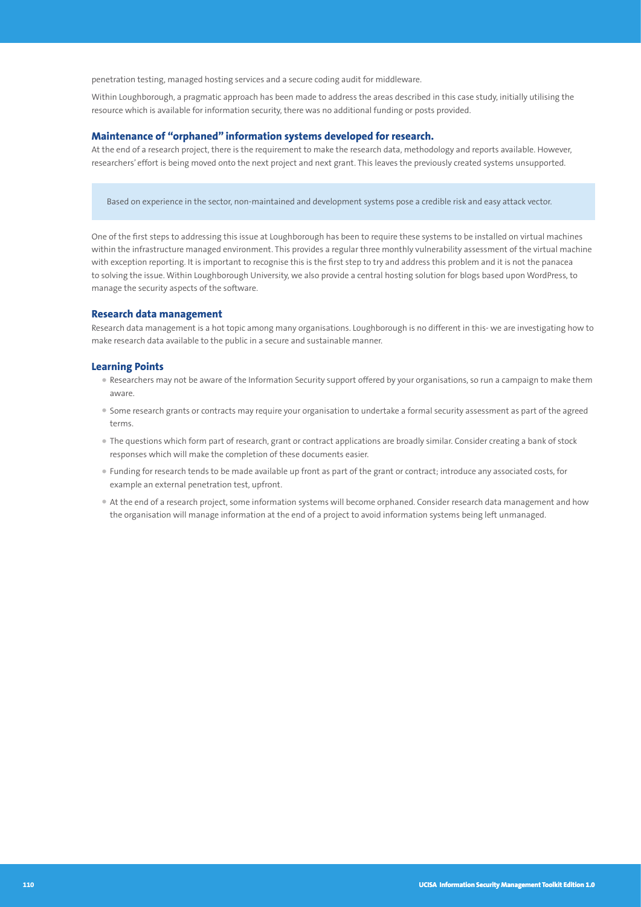penetration testing, managed hosting services and a secure coding audit for middleware.

Within Loughborough, a pragmatic approach has been made to address the areas described in this case study, initially utilising the resource which is available for information security, there was no additional funding or posts provided.

### Maintenance of "orphaned" information systems developed for research.

At the end of a research project, there is the requirement to make the research data, methodology and reports available. However, researchers' effort is being moved onto the next project and next grant. This leaves the previously created systems unsupported.

> Based on experience in the sector, non-maintained and development systems pose a credible risk and easy attack vector.

One of the first steps to addressing this issue at Loughborough has been to require these systems to be installed on virtual machines within the infrastructure managed environment. This provides a regular three monthly vulnerability assessment of the virtual machine with exception reporting. It is important to recognise this is the first step to try and address this problem and it is not the panacea to solving the issue. Within Loughborough University, we also provide a central hosting solution for blogs based upon WordPress, to manage the security aspects of the software.

### Research data management

Research data management is a hot topic among many organisations. Loughborough is no different in this- we are investigating how to make research data available to the public in a secure and sustainable manner.

### Learning Points

- Researchers may not be aware of the Information Security support offered by your organisations, so run a campaign to make them aware.
- Some research grants or contracts may require your organisation to undertake a formal security assessment as part of the agreed terms.
- The questions which form part of research, grant or contract applications are broadly similar. Consider creating a bank of stock responses which will make the completion of these documents easier.
- Funding for research tends to be made available up front as part of the grant or contract; introduce any associated costs, for example an external penetration test, upfront.
- At the end of a research project, some information systems will become orphaned. Consider research data management and how the organisation will manage information at the end of a project to avoid information systems being left unmanaged.